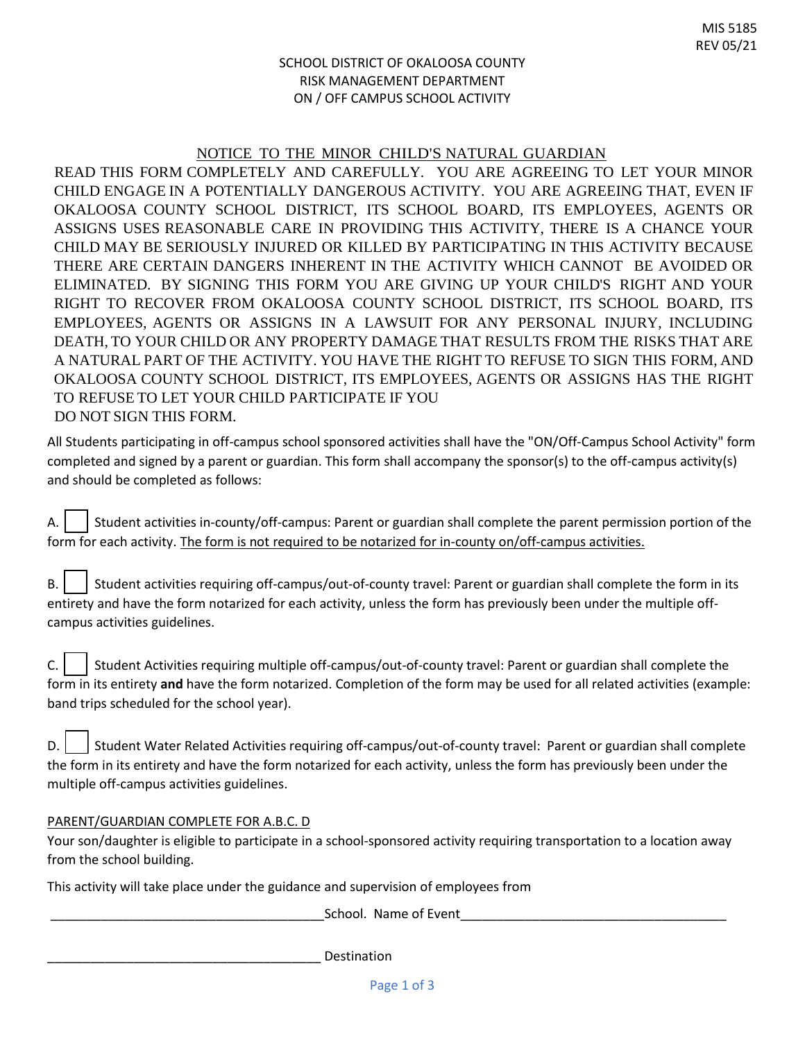MIS 5185
REV 05/21

SCHOOL DISTRICT OF OKALOOSA COUNTY
RISK MANAGEMENT DEPARTMENT
ON / OFF CAMPUS SCHOOL ACTIVITY

NOTICE TO THE MINOR CHILD'S NATURAL GUARDIAN

READ THIS FORM COMPLETELY AND CAREFULLY. YOU ARE AGREEING TO LET YOUR MINOR CHILD ENGAGE IN A POTENTIALLY DANGEROUS ACTIVITY. YOU ARE AGREEING THAT, EVEN IF OKALOOSA COUNTY SCHOOL DISTRICT, ITS SCHOOL BOARD, ITS EMPLOYEES, AGENTS OR ASSIGNS USES REASONABLE CARE IN PROVIDING THIS ACTIVITY, THERE IS A CHANCE YOUR CHILD MAY BE SERIOUSLY INJURED OR KILLED BY PARTICIPATING IN THIS ACTIVITY BECAUSE THERE ARE CERTAIN DANGERS INHERENT IN THE ACTIVITY WHICH CANNOT BE AVOIDED OR ELIMINATED. BY SIGNING THIS FORM YOU ARE GIVING UP YOUR CHILD'S RIGHT AND YOUR RIGHT TO RECOVER FROM OKALOOSA COUNTY SCHOOL DISTRICT, ITS SCHOOL BOARD, ITS EMPLOYEES, AGENTS OR ASSIGNS IN A LAWSUIT FOR ANY PERSONAL INJURY, INCLUDING DEATH, TO YOUR CHILD OR ANY PROPERTY DAMAGE THAT RESULTS FROM THE RISKS THAT ARE A NATURAL PART OF THE ACTIVITY. YOU HAVE THE RIGHT TO REFUSE TO SIGN THIS FORM, AND OKALOOSA COUNTY SCHOOL DISTRICT, ITS EMPLOYEES, AGENTS OR ASSIGNS HAS THE RIGHT TO REFUSE TO LET YOUR CHILD PARTICIPATE IF YOU DO NOT SIGN THIS FORM.

All Students participating in off-campus school sponsored activities shall have the "ON/Off-Campus School Activity" form completed and signed by a parent or guardian. This form shall accompany the sponsor(s) to the off-campus activity(s) and should be completed as follows:

A. ☐ Student activities in-county/off-campus: Parent or guardian shall complete the parent permission portion of the form for each activity. The form is not required to be notarized for in-county on/off-campus activities.

B. ☐ Student activities requiring off-campus/out-of-county travel: Parent or guardian shall complete the form in its entirety and have the form notarized for each activity, unless the form has previously been under the multiple off-campus activities guidelines.

C. ☐ Student Activities requiring multiple off-campus/out-of-county travel: Parent or guardian shall complete the form in its entirety **and** have the form notarized. Completion of the form may be used for all related activities (example: band trips scheduled for the school year).

D. ☐ Student Water Related Activities requiring off-campus/out-of-county travel: Parent or guardian shall complete the form in its entirety and have the form notarized for each activity, unless the form has previously been under the multiple off-campus activities guidelines.

PARENT/GUARDIAN COMPLETE FOR A.B.C. D

Your son/daughter is eligible to participate in a school-sponsored activity requiring transportation to a location away from the school building.

This activity will take place under the guidance and supervision of employees from

______________________________________School. Name of Event____________________________________

______________________________________ Destination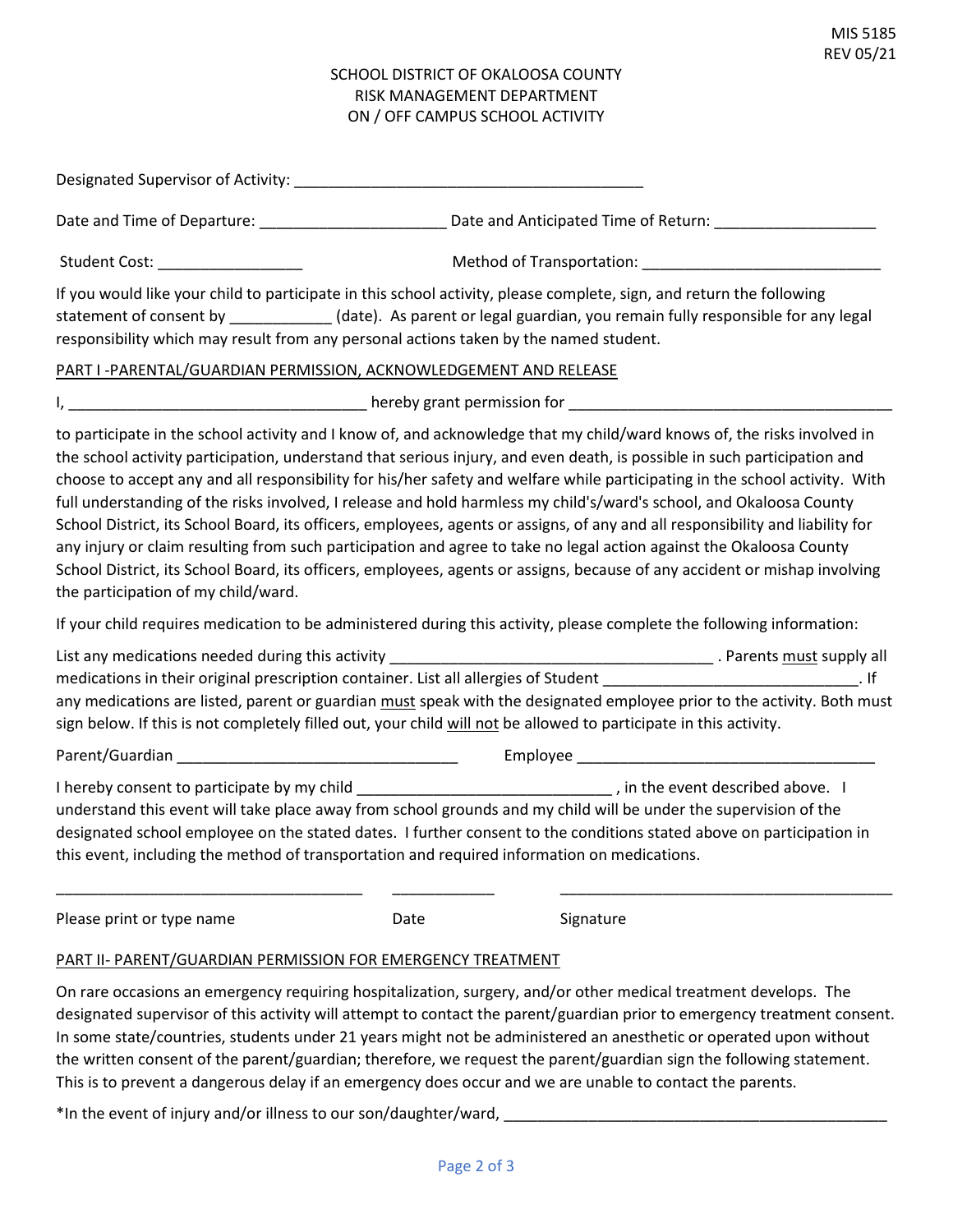MIS 5185
REV 05/21

SCHOOL DISTRICT OF OKALOOSA COUNTY
RISK MANAGEMENT DEPARTMENT
ON / OFF CAMPUS SCHOOL ACTIVITY

Designated Supervisor of Activity: ________________________________________

Date and Time of Departure: _____________________ Date and Anticipated Time of Return: __________________

Student Cost: ________________ Method of Transportation: ___________________________

If you would like your child to participate in this school activity, please complete, sign, and return the following statement of consent by ____________ (date). As parent or legal guardian, you remain fully responsible for any legal responsibility which may result from any personal actions taken by the named student.

PART I -PARENTAL/GUARDIAN PERMISSION, ACKNOWLEDGEMENT AND RELEASE

I, __________________________________ hereby grant permission for _____________________________________

to participate in the school activity and I know of, and acknowledge that my child/ward knows of, the risks involved in the school activity participation, understand that serious injury, and even death, is possible in such participation and choose to accept any and all responsibility for his/her safety and welfare while participating in the school activity. With full understanding of the risks involved, I release and hold harmless my child's/ward's school, and Okaloosa County School District, its School Board, its officers, employees, agents or assigns, of any and all responsibility and liability for any injury or claim resulting from such participation and agree to take no legal action against the Okaloosa County School District, its School Board, its officers, employees, agents or assigns, because of any accident or mishap involving the participation of my child/ward.

If your child requires medication to be administered during this activity, please complete the following information:

List any medications needed during this activity ______________________________________ . Parents must supply all medications in their original prescription container. List all allergies of Student _____________________________. If any medications are listed, parent or guardian must speak with the designated employee prior to the activity. Both must sign below. If this is not completely filled out, your child will not be allowed to participate in this activity.

Parent/Guardian ________________________________ Employee __________________________________

I hereby consent to participate by my child _____________________________ , in the event described above. I understand this event will take place away from school grounds and my child will be under the supervision of the designated school employee on the stated dates. I further consent to the conditions stated above on participation in this event, including the method of transportation and required information on medications.

___________________________________ ____________ _______________________________________

Please print or type name Date Signature

PART II- PARENT/GUARDIAN PERMISSION FOR EMERGENCY TREATMENT

On rare occasions an emergency requiring hospitalization, surgery, and/or other medical treatment develops. The designated supervisor of this activity will attempt to contact the parent/guardian prior to emergency treatment consent. In some state/countries, students under 21 years might not be administered an anesthetic or operated upon without the written consent of the parent/guardian; therefore, we request the parent/guardian sign the following statement. This is to prevent a dangerous delay if an emergency does occur and we are unable to contact the parents.

*In the event of injury and/or illness to our son/daughter/ward, _____________________________________________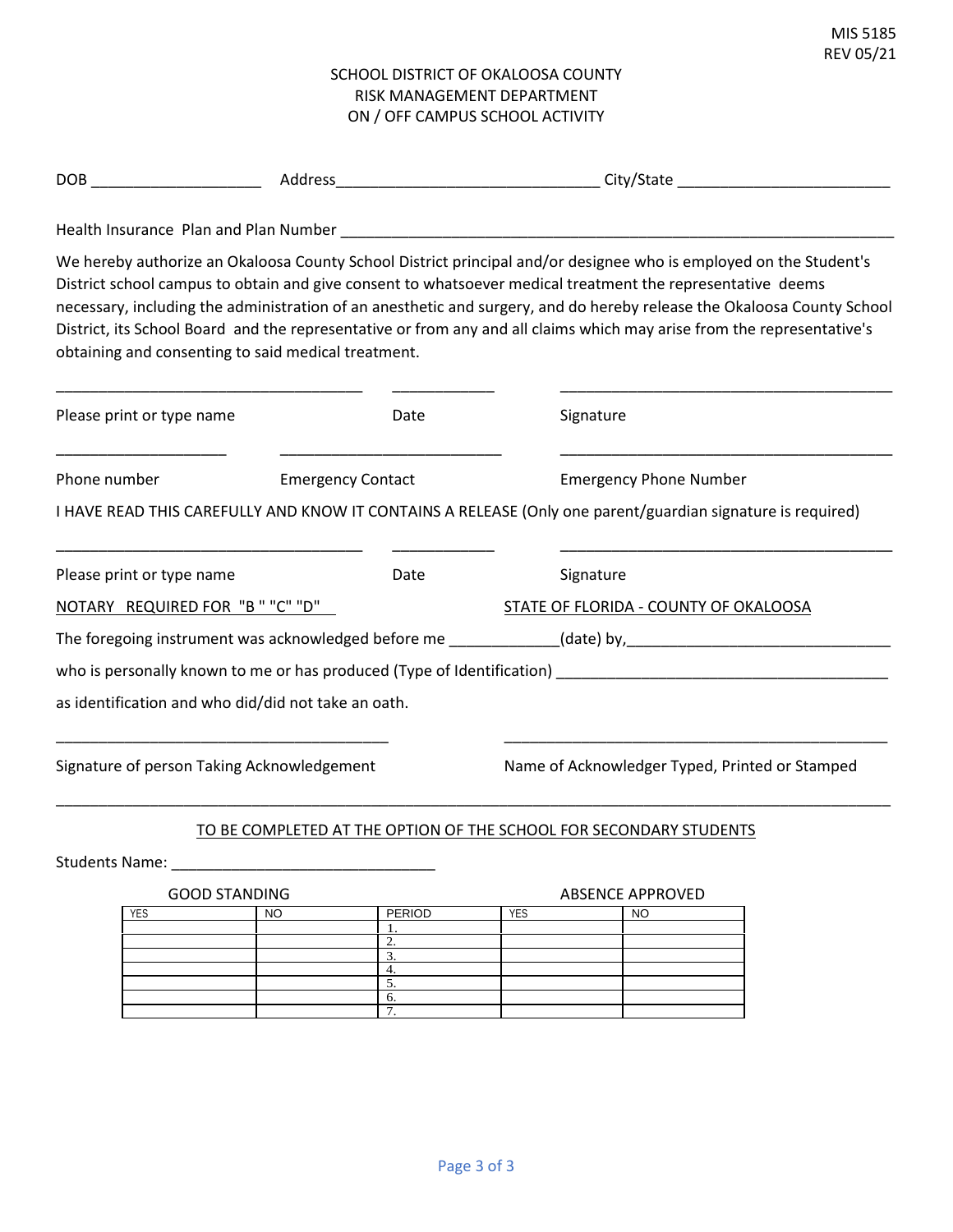MIS 5185
REV 05/21

SCHOOL DISTRICT OF OKALOOSA COUNTY
RISK MANAGEMENT DEPARTMENT
ON / OFF CAMPUS SCHOOL ACTIVITY

DOB ____________________ Address______________________________ City/State _________________________

Health Insurance Plan and Plan Number _________________________________________________________________

We hereby authorize an Okaloosa County School District principal and/or designee who is employed on the Student's District school campus to obtain and give consent to whatsoever medical treatment the representative deems necessary, including the administration of an anesthetic and surgery, and do hereby release the Okaloosa County School District, its School Board and the representative or from any and all claims which may arise from the representative's obtaining and consenting to said medical treatment.

____________________________________ ____________ _______________________________________

Please print or type name | Date | Signature

____________________ __________________________ _______________________________________

Phone number | Emergency Contact | Emergency Phone Number

I HAVE READ THIS CAREFULLY AND KNOW IT CONTAINS A RELEASE (Only one parent/guardian signature is required)

____________________________________ ____________ _______________________________________

Please print or type name | Date | Signature

NOTARY REQUIRED FOR "B " "C" "D"

STATE OF FLORIDA - COUNTY OF OKALOOSA

The foregoing instrument was acknowledged before me _____________(date) by,______________________________

who is personally known to me or has produced (Type of Identification) _____________________________________

as identification and who did/did not take an oath.

_______________________________________ _____________________________________________

Signature of person Taking Acknowledgement | Name of Acknowledger Typed, Printed or Stamped

___

TO BE COMPLETED AT THE OPTION OF THE SCHOOL FOR SECONDARY STUDENTS

Students Name: _______________________________

| GOOD STANDING | | | ABSENCE APPROVED | |
|---|---|---|---|---|
| YES | NO | PERIOD | YES | NO |
| | | 1. | | |
| | | 2. | | |
| | | 3. | | |
| | | 4. | | |
| | | 5. | | |
| | | 6. | | |
| | | 7. | | |